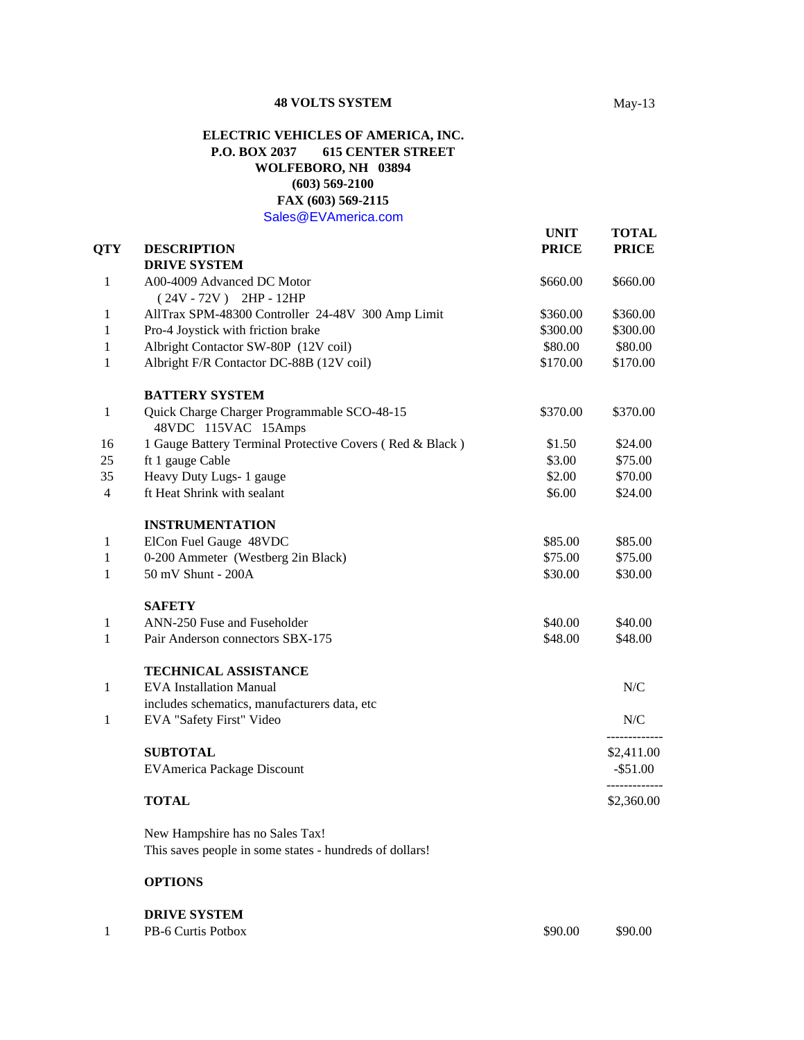**48 VOLTS SYSTEM**

May-13

**ELECTRIC VEHICLES OF AMERICA, INC.**
**P.O. BOX 2037 615 CENTER STREET**
**WOLFEBORO, NH 03894**
**(603) 569-2100**
**FAX (603) 569-2115**
Sales@EVAmerica.com

| QTY | DESCRIPTION | UNIT PRICE | TOTAL PRICE |
|---|---|---|---|
| | **DRIVE SYSTEM** | | |
| 1 | A00-4009 Advanced DC Motor ( 24V - 72V ) 2HP - 12HP | $660.00 | $660.00 |
| 1 | AllTrax SPM-48300 Controller 24-48V 300 Amp Limit | $360.00 | $360.00 |
| 1 | Pro-4 Joystick with friction brake | $300.00 | $300.00 |
| 1 | Albright Contactor SW-80P (12V coil) | $80.00 | $80.00 |
| 1 | Albright F/R Contactor DC-88B (12V coil) | $170.00 | $170.00 |
| | **BATTERY SYSTEM** | | |
| 1 | Quick Charge Charger Programmable SCO-48-15 48VDC 115VAC 15Amps | $370.00 | $370.00 |
| 16 | 1 Gauge Battery Terminal Protective Covers ( Red & Black ) | $1.50 | $24.00 |
| 25 | ft 1 gauge Cable | $3.00 | $75.00 |
| 35 | Heavy Duty Lugs- 1 gauge | $2.00 | $70.00 |
| 4 | ft Heat Shrink with sealant | $6.00 | $24.00 |
| | **INSTRUMENTATION** | | |
| 1 | ElCon Fuel Gauge 48VDC | $85.00 | $85.00 |
| 1 | 0-200 Ammeter (Westberg 2in Black) | $75.00 | $75.00 |
| 1 | 50 mV Shunt - 200A | $30.00 | $30.00 |
| | **SAFETY** | | |
| 1 | ANN-250 Fuse and Fuseholder | $40.00 | $40.00 |
| 1 | Pair Anderson connectors SBX-175 | $48.00 | $48.00 |
| | **TECHNICAL ASSISTANCE** | | |
| 1 | EVA Installation Manual includes schematics, manufacturers data, etc | | N/C |
| 1 | EVA "Safety First" Video | | N/C |
| | **SUBTOTAL** | | $2,411.00 |
| | EVAmerica Package Discount | | -$51.00 |
| | **TOTAL** | | $2,360.00 |

New Hampshire has no Sales Tax!
This saves people in some states - hundreds of dollars!

**OPTIONS**

| QTY | DESCRIPTION | UNIT PRICE | TOTAL PRICE |
|---|---|---|---|
| | **DRIVE SYSTEM** | | |
| 1 | PB-6 Curtis Potbox | $90.00 | $90.00 |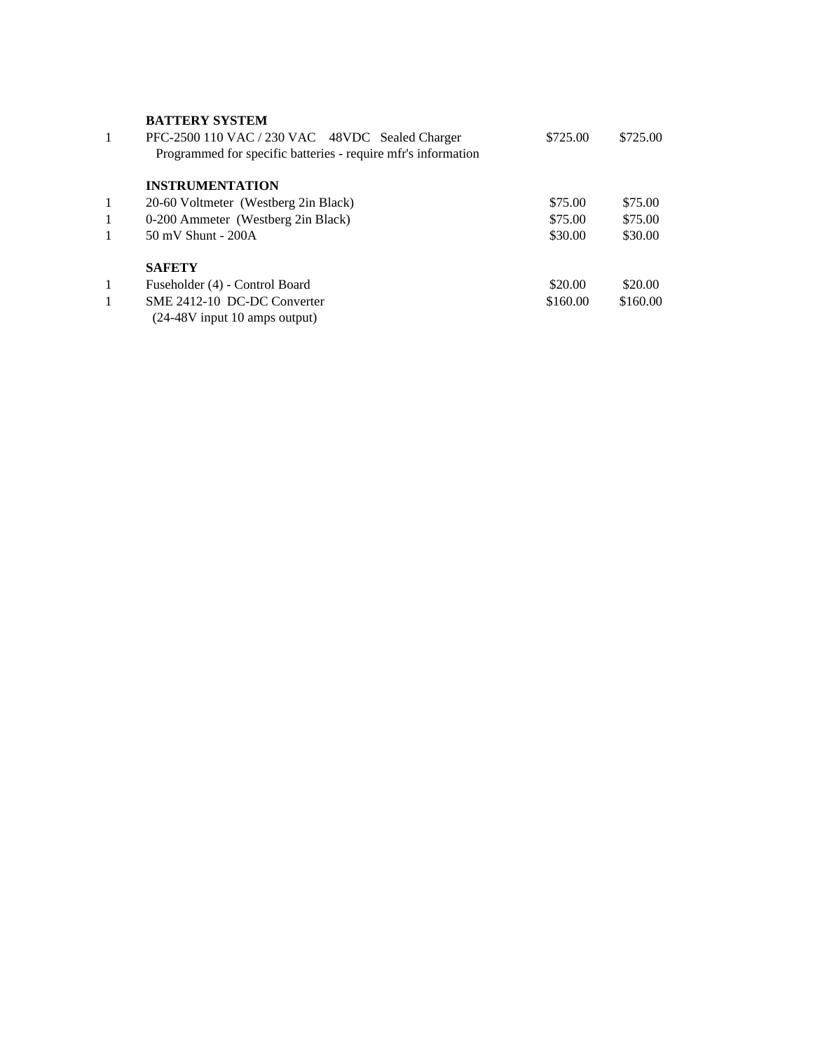| | | | |
|---|---|---|---|
| | **BATTERY SYSTEM** | | |
| 1 | PFC-2500 110 VAC / 230 VAC 48VDC Sealed Charger<br>Programmed for specific batteries - require mfr's information | $725.00 | $725.00 |
| | | | |
| | **INSTRUMENTATION** | | |
| 1 | 20-60 Voltmeter (Westberg 2in Black) | $75.00 | $75.00 |
| 1 | 0-200 Ammeter (Westberg 2in Black) | $75.00 | $75.00 |
| 1 | 50 mV Shunt - 200A | $30.00 | $30.00 |
| | | | |
| | **SAFETY** | | |
| 1 | Fuseholder (4) - Control Board | $20.00 | $20.00 |
| 1 | SME 2412-10 DC-DC Converter<br>(24-48V input 10 amps output) | $160.00 | $160.00 |